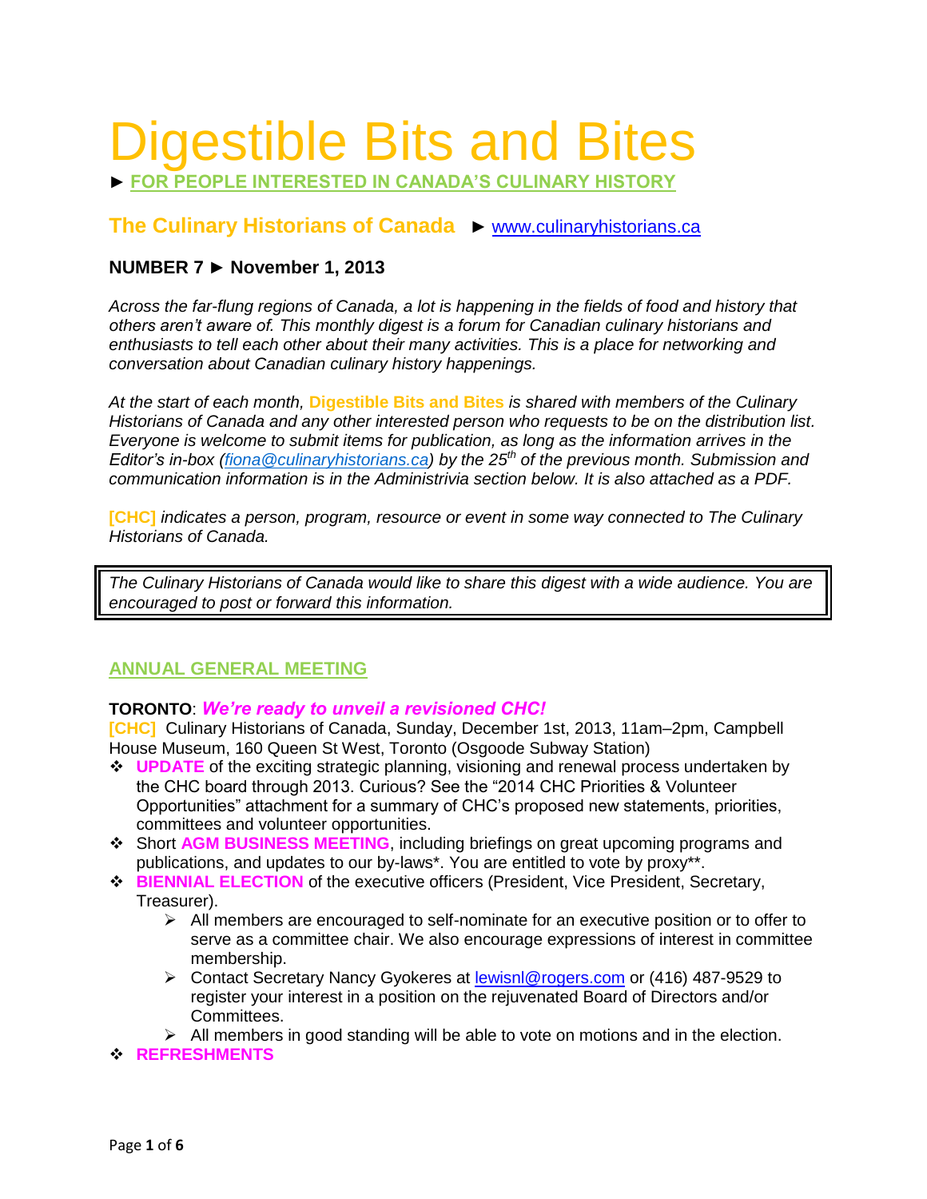# Digestible Bits and Bites

► **FOR PEOPLE INTERESTED IN CANADA'S CULINARY HISTORY**

## The Culinary Historians of Canada ► www.culinaryhistorians.ca

**NUMBER 7 ► November 1, 2013**

*Across the far-flung regions of Canada, a lot is happening in the fields of food and history that others aren't aware of. This monthly digest is a forum for Canadian culinary historians and enthusiasts to tell each other about their many activities. This is a place for networking and conversation about Canadian culinary history happenings.*

*At the start of each month,* **Digestible Bits and Bites** *is shared with members of the Culinary Historians of Canada and any other interested person who requests to be on the distribution list. Everyone is welcome to submit items for publication, as long as the information arrives in the Editor's in-box (fiona@culinaryhistorians.ca) by the 25th of the previous month. Submission and communication information is in the Administrivia section below. It is also attached as a PDF.*

**[CHC]** *indicates a person, program, resource or event in some way connected to The Culinary Historians of Canada.*

> *The Culinary Historians of Canada would like to share this digest with a wide audience. You are encouraged to post or forward this information.*

## ANNUAL GENERAL MEETING

**TORONTO**: ***We're ready to unveil a revisioned CHC!***

**[CHC]** Culinary Historians of Canada, Sunday, December 1st, 2013, 11am–2pm, Campbell House Museum, 160 Queen St West, Toronto (Osgoode Subway Station)

- **UPDATE** of the exciting strategic planning, visioning and renewal process undertaken by the CHC board through 2013. Curious? See the "2014 CHC Priorities & Volunteer Opportunities" attachment for a summary of CHC's proposed new statements, priorities, committees and volunteer opportunities.
- Short **AGM BUSINESS MEETING**, including briefings on great upcoming programs and publications, and updates to our by-laws*. You are entitled to vote by proxy**.
- **BIENNIAL ELECTION** of the executive officers (President, Vice President, Secretary, Treasurer).
  - All members are encouraged to self-nominate for an executive position or to offer to serve as a committee chair. We also encourage expressions of interest in committee membership.
  - Contact Secretary Nancy Gyokeres at lewisnl@rogers.com or (416) 487-9529 to register your interest in a position on the rejuvenated Board of Directors and/or Committees.
  - All members in good standing will be able to vote on motions and in the election.
- **REFRESHMENTS**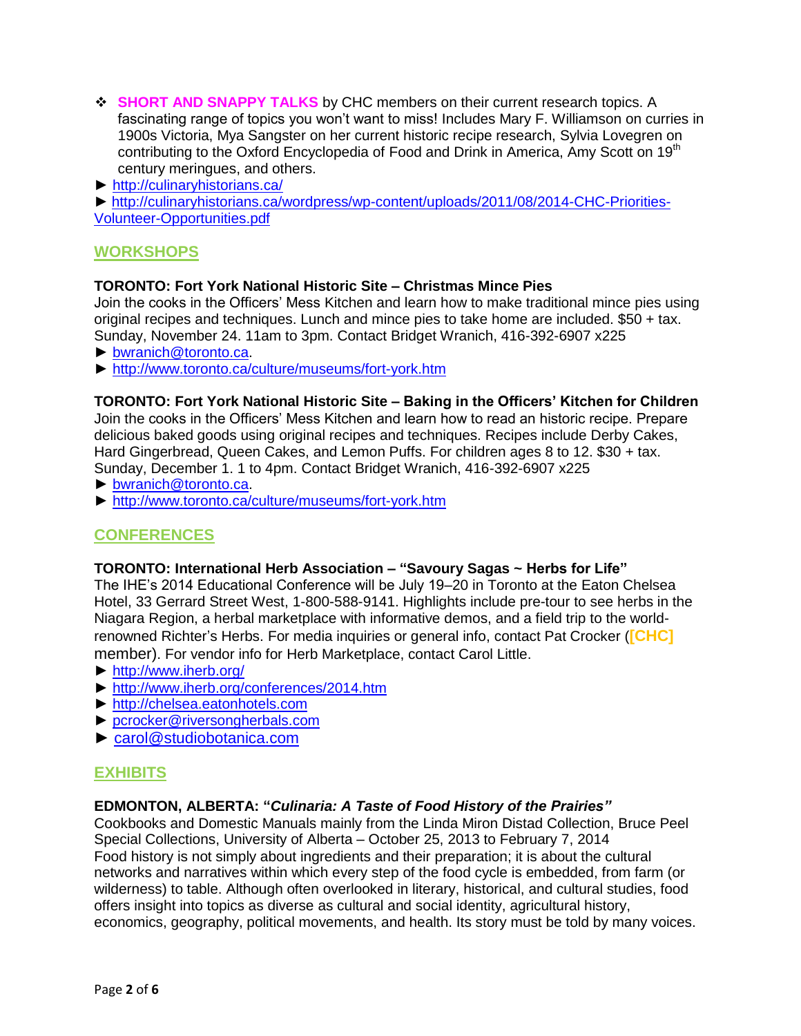- ❖ **SHORT AND SNAPPY TALKS** by CHC members on their current research topics. A fascinating range of topics you won't want to miss! Includes Mary F. Williamson on curries in 1900s Victoria, Mya Sangster on her current historic recipe research, Sylvia Lovegren on contributing to the Oxford Encyclopedia of Food and Drink in America, Amy Scott on 19th century meringues, and others.

► http://culinaryhistorians.ca/

► http://culinaryhistorians.ca/wordpress/wp-content/uploads/2011/08/2014-CHC-Priorities-Volunteer-Opportunities.pdf

## WORKSHOPS

**TORONTO: Fort York National Historic Site – Christmas Mince Pies**

Join the cooks in the Officers' Mess Kitchen and learn how to make traditional mince pies using original recipes and techniques. Lunch and mince pies to take home are included. $50 + tax. Sunday, November 24. 11am to 3pm. Contact Bridget Wranich, 416-392-6907 x225

► bwranich@toronto.ca.

► http://www.toronto.ca/culture/museums/fort-york.htm

**TORONTO: Fort York National Historic Site – Baking in the Officers' Kitchen for Children**

Join the cooks in the Officers' Mess Kitchen and learn how to read an historic recipe. Prepare delicious baked goods using original recipes and techniques. Recipes include Derby Cakes, Hard Gingerbread, Queen Cakes, and Lemon Puffs. For children ages 8 to 12. $30 + tax. Sunday, December 1. 1 to 4pm. Contact Bridget Wranich, 416-392-6907 x225

► bwranich@toronto.ca.

► http://www.toronto.ca/culture/museums/fort-york.htm

## CONFERENCES

**TORONTO: International Herb Association – "Savoury Sagas ~ Herbs for Life"**

The IHE's 2014 Educational Conference will be July 19–20 in Toronto at the Eaton Chelsea Hotel, 33 Gerrard Street West, 1-800-588-9141. Highlights include pre-tour to see herbs in the Niagara Region, a herbal marketplace with informative demos, and a field trip to the world-renowned Richter's Herbs. For media inquiries or general info, contact Pat Crocker (**[CHC]** member). For vendor info for Herb Marketplace, contact Carol Little.

► http://www.iherb.org/

► http://www.iherb.org/conferences/2014.htm

► http://chelsea.eatonhotels.com

► pcrocker@riversongherbals.com

► carol@studiobotanica.com

## EXHIBITS

**EDMONTON, ALBERTA: "*Culinaria: A Taste of Food History of the Prairies*"**

Cookbooks and Domestic Manuals mainly from the Linda Miron Distad Collection, Bruce Peel Special Collections, University of Alberta – October 25, 2013 to February 7, 2014

Food history is not simply about ingredients and their preparation; it is about the cultural networks and narratives within which every step of the food cycle is embedded, from farm (or wilderness) to table. Although often overlooked in literary, historical, and cultural studies, food offers insight into topics as diverse as cultural and social identity, agricultural history, economics, geography, political movements, and health. Its story must be told by many voices.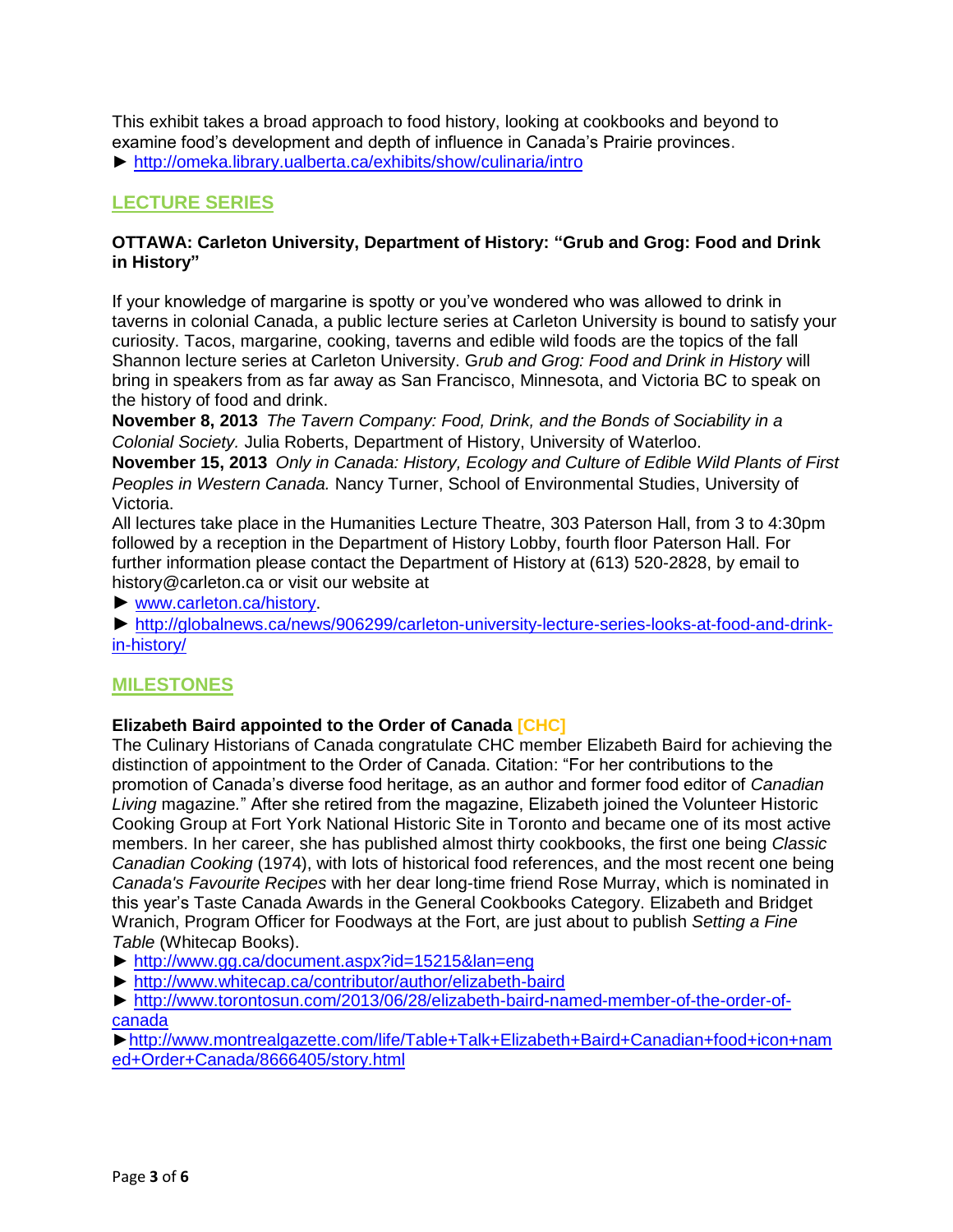This exhibit takes a broad approach to food history, looking at cookbooks and beyond to examine food's development and depth of influence in Canada's Prairie provinces.

► http://omeka.library.ualberta.ca/exhibits/show/culinaria/intro

## LECTURE SERIES

### OTTAWA: Carleton University, Department of History: "Grub and Grog: Food and Drink in History"

If your knowledge of margarine is spotty or you've wondered who was allowed to drink in taverns in colonial Canada, a public lecture series at Carleton University is bound to satisfy your curiosity. Tacos, margarine, cooking, taverns and edible wild foods are the topics of the fall Shannon lecture series at Carleton University. *Grub and Grog: Food and Drink in History* will bring in speakers from as far away as San Francisco, Minnesota, and Victoria BC to speak on the history of food and drink.

**November 8, 2013** *The Tavern Company: Food, Drink, and the Bonds of Sociability in a Colonial Society.* Julia Roberts, Department of History, University of Waterloo.

**November 15, 2013** *Only in Canada: History, Ecology and Culture of Edible Wild Plants of First Peoples in Western Canada.* Nancy Turner, School of Environmental Studies, University of Victoria.

All lectures take place in the Humanities Lecture Theatre, 303 Paterson Hall, from 3 to 4:30pm followed by a reception in the Department of History Lobby, fourth floor Paterson Hall. For further information please contact the Department of History at (613) 520-2828, by email to history@carleton.ca or visit our website at

► www.carleton.ca/history.

► http://globalnews.ca/news/906299/carleton-university-lecture-series-looks-at-food-and-drink-in-history/

## MILESTONES

### Elizabeth Baird appointed to the Order of Canada [CHC]

The Culinary Historians of Canada congratulate CHC member Elizabeth Baird for achieving the distinction of appointment to the Order of Canada. Citation: "For her contributions to the promotion of Canada's diverse food heritage, as an author and former food editor of *Canadian Living* magazine." After she retired from the magazine, Elizabeth joined the Volunteer Historic Cooking Group at Fort York National Historic Site in Toronto and became one of its most active members. In her career, she has published almost thirty cookbooks, the first one being *Classic Canadian Cooking* (1974), with lots of historical food references, and the most recent one being *Canada's Favourite Recipes* with her dear long-time friend Rose Murray, which is nominated in this year's Taste Canada Awards in the General Cookbooks Category. Elizabeth and Bridget Wranich, Program Officer for Foodways at the Fort, are just about to publish *Setting a Fine Table* (Whitecap Books).

► http://www.gg.ca/document.aspx?id=15215&lan=eng

► http://www.whitecap.ca/contributor/author/elizabeth-baird

► http://www.torontosun.com/2013/06/28/elizabeth-baird-named-member-of-the-order-of-canada

► http://www.montrealgazette.com/life/Table+Talk+Elizabeth+Baird+Canadian+food+icon+named+Order+Canada/8666405/story.html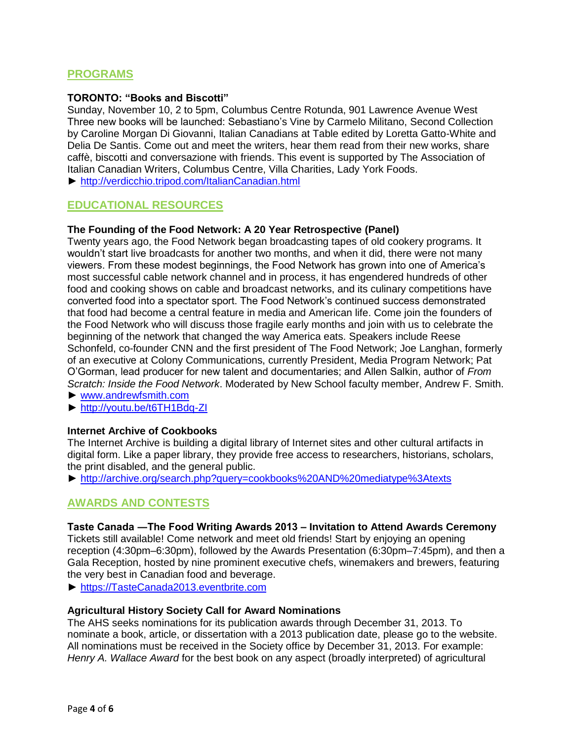## PROGRAMS

### TORONTO: "Books and Biscotti"

Sunday, November 10, 2 to 5pm, Columbus Centre Rotunda, 901 Lawrence Avenue West
Three new books will be launched: Sebastiano's Vine by Carmelo Militano, Second Collection by Caroline Morgan Di Giovanni, Italian Canadians at Table edited by Loretta Gatto-White and Delia De Santis. Come out and meet the writers, hear them read from their new works, share caffè, biscotti and conversazione with friends. This event is supported by The Association of Italian Canadian Writers, Columbus Centre, Villa Charities, Lady York Foods.

► http://verdicchio.tripod.com/ItalianCanadian.html

## EDUCATIONAL RESOURCES

### The Founding of the Food Network: A 20 Year Retrospective (Panel)

Twenty years ago, the Food Network began broadcasting tapes of old cookery programs. It wouldn't start live broadcasts for another two months, and when it did, there were not many viewers. From these modest beginnings, the Food Network has grown into one of America's most successful cable network channel and in process, it has engendered hundreds of other food and cooking shows on cable and broadcast networks, and its culinary competitions have converted food into a spectator sport. The Food Network's continued success demonstrated that food had become a central feature in media and American life. Come join the founders of the Food Network who will discuss those fragile early months and join with us to celebrate the beginning of the network that changed the way America eats. Speakers include Reese Schonfeld, co-founder CNN and the first president of The Food Network; Joe Langhan, formerly of an executive at Colony Communications, currently President, Media Program Network; Pat O'Gorman, lead producer for new talent and documentaries; and Allen Salkin, author of *From Scratch: Inside the Food Network*. Moderated by New School faculty member, Andrew F. Smith.

► www.andrewfsmith.com

► http://youtu.be/t6TH1Bdq-ZI

### Internet Archive of Cookbooks

The Internet Archive is building a digital library of Internet sites and other cultural artifacts in digital form. Like a paper library, they provide free access to researchers, historians, scholars, the print disabled, and the general public.

► http://archive.org/search.php?query=cookbooks%20AND%20mediatype%3Atexts

## AWARDS AND CONTESTS

### Taste Canada —The Food Writing Awards 2013 – Invitation to Attend Awards Ceremony

Tickets still available! Come network and meet old friends! Start by enjoying an opening reception (4:30pm–6:30pm), followed by the Awards Presentation (6:30pm–7:45pm), and then a Gala Reception, hosted by nine prominent executive chefs, winemakers and brewers, featuring the very best in Canadian food and beverage.

► https://TasteCanada2013.eventbrite.com

### Agricultural History Society Call for Award Nominations

The AHS seeks nominations for its publication awards through December 31, 2013. To nominate a book, article, or dissertation with a 2013 publication date, please go to the website. All nominations must be received in the Society office by December 31, 2013. For example: *Henry A. Wallace Award* for the best book on any aspect (broadly interpreted) of agricultural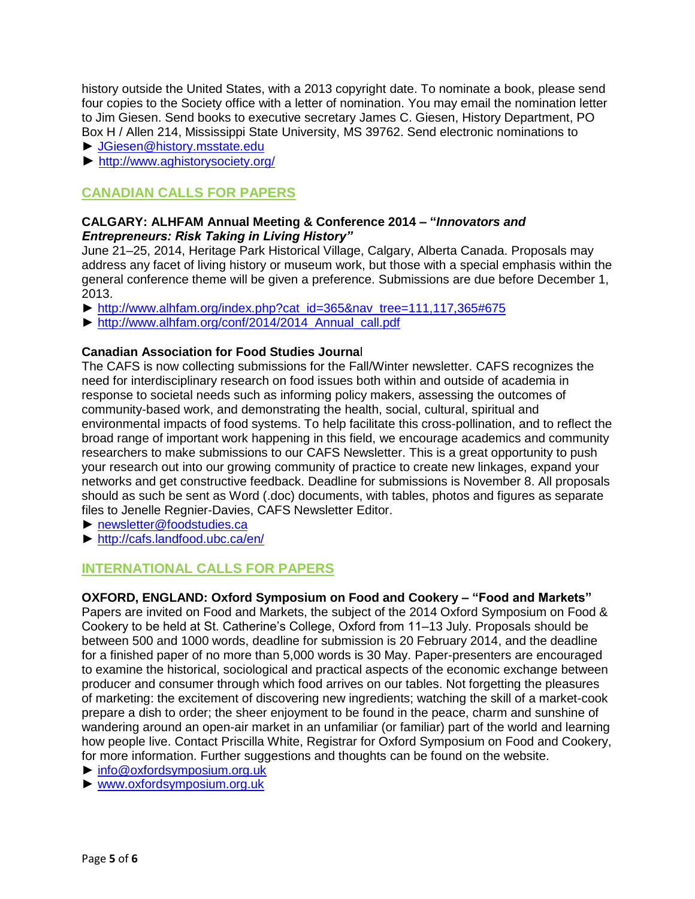history outside the United States, with a 2013 copyright date. To nominate a book, please send four copies to the Society office with a letter of nomination. You may email the nomination letter to Jim Giesen. Send books to executive secretary James C. Giesen, History Department, PO Box H / Allen 214, Mississippi State University, MS 39762. Send electronic nominations to

► JGiesen@history.msstate.edu
► http://www.aghistorysociety.org/

## CANADIAN CALLS FOR PAPERS

**CALGARY: ALHFAM Annual Meeting & Conference 2014 – "*Innovators and Entrepreneurs: Risk Taking in Living History*"**

June 21–25, 2014, Heritage Park Historical Village, Calgary, Alberta Canada. Proposals may address any facet of living history or museum work, but those with a special emphasis within the general conference theme will be given a preference. Submissions are due before December 1, 2013.

► http://www.alhfam.org/index.php?cat_id=365&nav_tree=111,117,365#675
► http://www.alhfam.org/conf/2014/2014_Annual_call.pdf

**Canadian Association for Food Studies Journal**

The CAFS is now collecting submissions for the Fall/Winter newsletter. CAFS recognizes the need for interdisciplinary research on food issues both within and outside of academia in response to societal needs such as informing policy makers, assessing the outcomes of community-based work, and demonstrating the health, social, cultural, spiritual and environmental impacts of food systems. To help facilitate this cross-pollination, and to reflect the broad range of important work happening in this field, we encourage academics and community researchers to make submissions to our CAFS Newsletter. This is a great opportunity to push your research out into our growing community of practice to create new linkages, expand your networks and get constructive feedback. Deadline for submissions is November 8. All proposals should as such be sent as Word (.doc) documents, with tables, photos and figures as separate files to Jenelle Regnier-Davies, CAFS Newsletter Editor.

► newsletter@foodstudies.ca
► http://cafs.landfood.ubc.ca/en/

## INTERNATIONAL CALLS FOR PAPERS

**OXFORD, ENGLAND: Oxford Symposium on Food and Cookery – "Food and Markets"**

Papers are invited on Food and Markets, the subject of the 2014 Oxford Symposium on Food & Cookery to be held at St. Catherine's College, Oxford from 11–13 July. Proposals should be between 500 and 1000 words, deadline for submission is 20 February 2014, and the deadline for a finished paper of no more than 5,000 words is 30 May. Paper-presenters are encouraged to examine the historical, sociological and practical aspects of the economic exchange between producer and consumer through which food arrives on our tables. Not forgetting the pleasures of marketing: the excitement of discovering new ingredients; watching the skill of a market-cook prepare a dish to order; the sheer enjoyment to be found in the peace, charm and sunshine of wandering around an open-air market in an unfamiliar (or familiar) part of the world and learning how people live. Contact Priscilla White, Registrar for Oxford Symposium on Food and Cookery, for more information. Further suggestions and thoughts can be found on the website.

► info@oxfordsymposium.org.uk
► www.oxfordsymposium.org.uk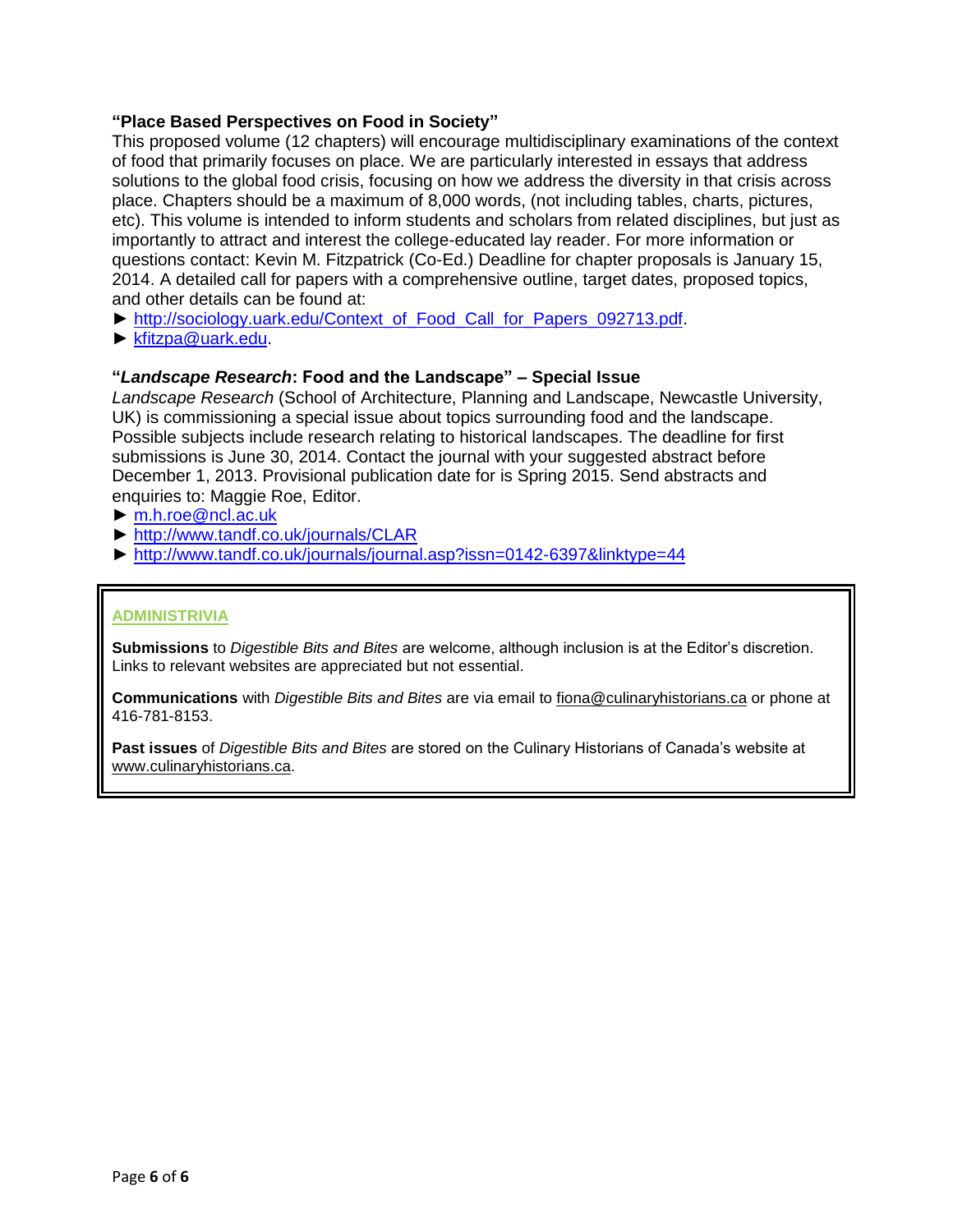### "Place Based Perspectives on Food in Society"

This proposed volume (12 chapters) will encourage multidisciplinary examinations of the context of food that primarily focuses on place. We are particularly interested in essays that address solutions to the global food crisis, focusing on how we address the diversity in that crisis across place. Chapters should be a maximum of 8,000 words, (not including tables, charts, pictures, etc). This volume is intended to inform students and scholars from related disciplines, but just as importantly to attract and interest the college-educated lay reader. For more information or questions contact: Kevin M. Fitzpatrick (Co-Ed.) Deadline for chapter proposals is January 15, 2014. A detailed call for papers with a comprehensive outline, target dates, proposed topics, and other details can be found at:

► http://sociology.uark.edu/Context_of_Food_Call_for_Papers_092713.pdf.
► kfitzpa@uark.edu.

### "*Landscape Research*: Food and the Landscape" – Special Issue

*Landscape Research* (School of Architecture, Planning and Landscape, Newcastle University, UK) is commissioning a special issue about topics surrounding food and the landscape. Possible subjects include research relating to historical landscapes. The deadline for first submissions is June 30, 2014. Contact the journal with your suggested abstract before December 1, 2013. Provisional publication date for is Spring 2015. Send abstracts and enquiries to: Maggie Roe, Editor.

► m.h.roe@ncl.ac.uk
► http://www.tandf.co.uk/journals/CLAR
► http://www.tandf.co.uk/journals/journal.asp?issn=0142-6397&linktype=44

---

### ADMINISTRIVIA

**Submissions** to *Digestible Bits and Bites* are welcome, although inclusion is at the Editor's discretion. Links to relevant websites are appreciated but not essential.

**Communications** with *Digestible Bits and Bites* are via email to fiona@culinaryhistorians.ca or phone at 416-781-8153.

**Past issues** of *Digestible Bits and Bites* are stored on the Culinary Historians of Canada's website at www.culinaryhistorians.ca.